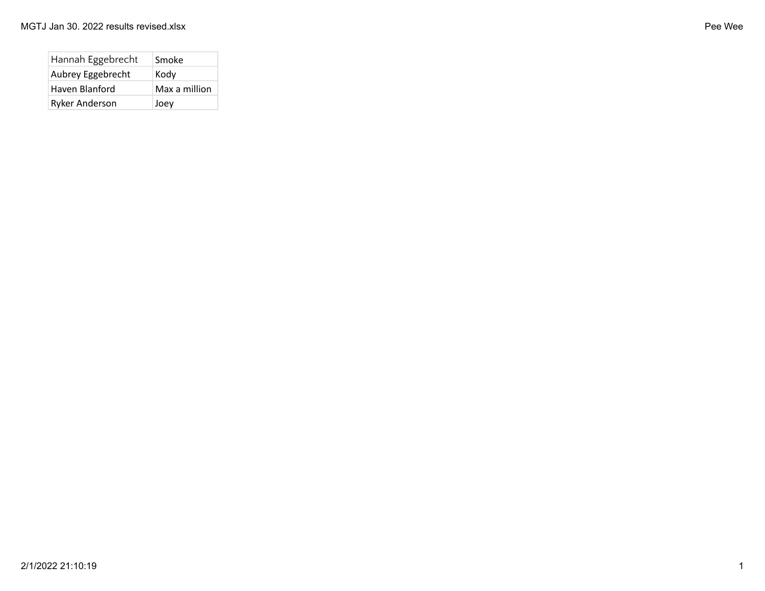| Hannah Eggebrecht | Smoke |
| --- | --- |
| Aubrey Eggebrecht | Kody |
| Haven Blanford | Max a million |
| Ryker Anderson | Joey |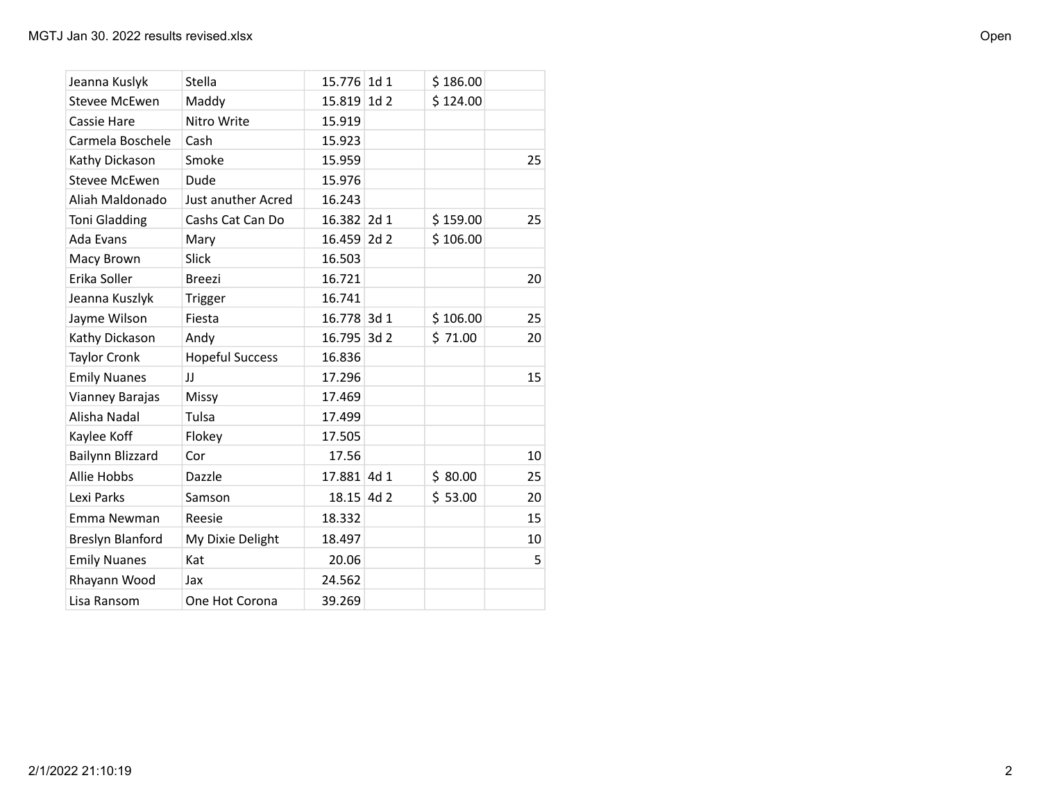| | | | | | |
|---|---|---|---|---|---|
| Jeanna Kuslyk | Stella | 15.776 | 1d 1 | $ 186.00 | |
| Stevee McEwen | Maddy | 15.819 | 1d 2 | $ 124.00 | |
| Cassie Hare | Nitro Write | 15.919 | | | |
| Carmela Boschele | Cash | 15.923 | | | |
| Kathy Dickason | Smoke | 15.959 | | | 25 |
| Stevee McEwen | Dude | 15.976 | | | |
| Aliah Maldonado | Just anuther Acred | 16.243 | | | |
| Toni Gladding | Cashs Cat Can Do | 16.382 | 2d 1 | $ 159.00 | 25 |
| Ada Evans | Mary | 16.459 | 2d 2 | $ 106.00 | |
| Macy Brown | Slick | 16.503 | | | |
| Erika Soller | Breezi | 16.721 | | | 20 |
| Jeanna Kuszlyk | Trigger | 16.741 | | | |
| Jayme Wilson | Fiesta | 16.778 | 3d 1 | $ 106.00 | 25 |
| Kathy Dickason | Andy | 16.795 | 3d 2 | $ 71.00 | 20 |
| Taylor Cronk | Hopeful Success | 16.836 | | | |
| Emily Nuanes | JJ | 17.296 | | | 15 |
| Vianney Barajas | Missy | 17.469 | | | |
| Alisha Nadal | Tulsa | 17.499 | | | |
| Kaylee Koff | Flokey | 17.505 | | | |
| Bailynn Blizzard | Cor | 17.56 | | | 10 |
| Allie Hobbs | Dazzle | 17.881 | 4d 1 | $ 80.00 | 25 |
| Lexi Parks | Samson | 18.15 | 4d 2 | $ 53.00 | 20 |
| Emma Newman | Reesie | 18.332 | | | 15 |
| Breslyn Blanford | My Dixie Delight | 18.497 | | | 10 |
| Emily Nuanes | Kat | 20.06 | | | 5 |
| Rhayann Wood | Jax | 24.562 | | | |
| Lisa Ransom | One Hot Corona | 39.269 | | | |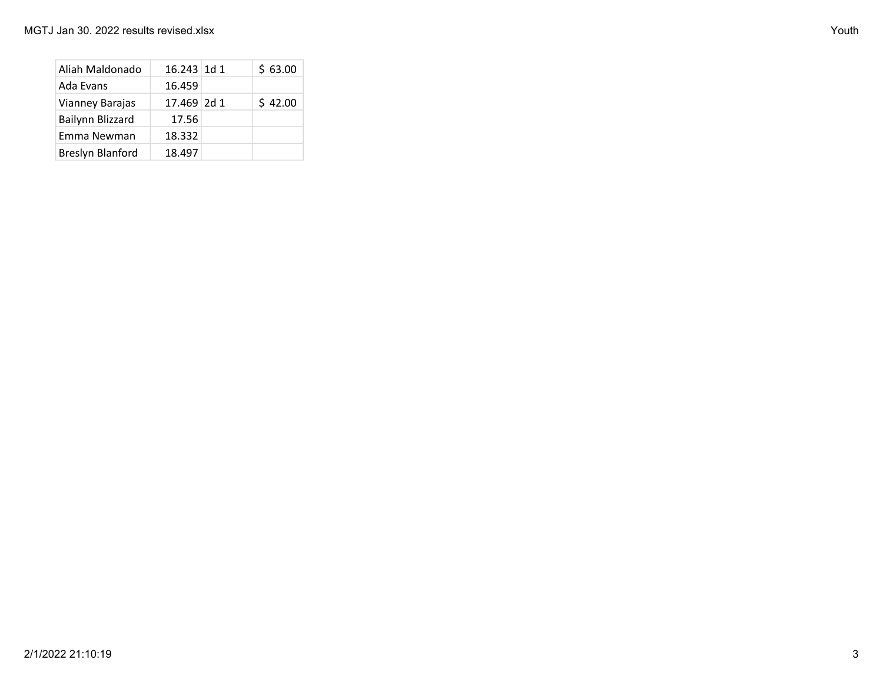| | | | |
|---|---|---|---|
| Aliah Maldonado | 16.243 | 1d 1 | $ 63.00 |
| Ada Evans | 16.459 | | |
| Vianney Barajas | 17.469 | 2d 1 | $ 42.00 |
| Bailynn Blizzard | 17.56 | | |
| Emma Newman | 18.332 | | |
| Breslyn Blanford | 18.497 | | |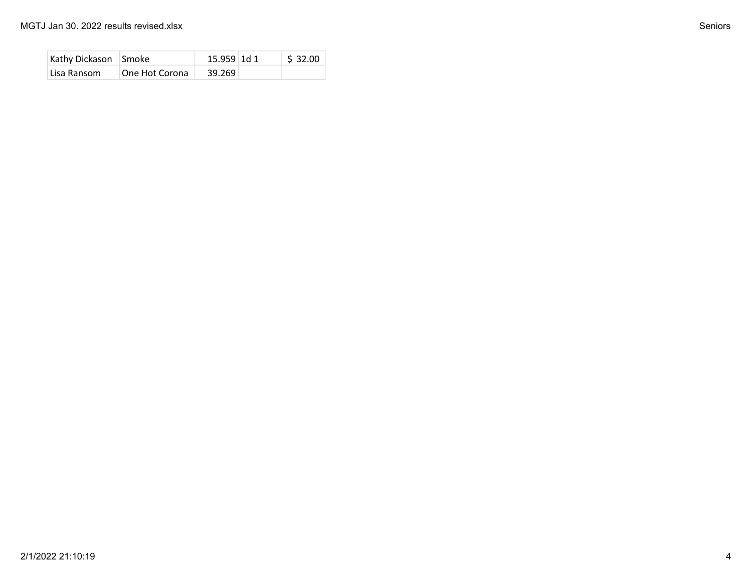| Kathy Dickason | Smoke | 15.959 | 1d 1 | $ 32.00 |
|---|---|---|---|---|
| Lisa Ransom | One Hot Corona | 39.269 | | |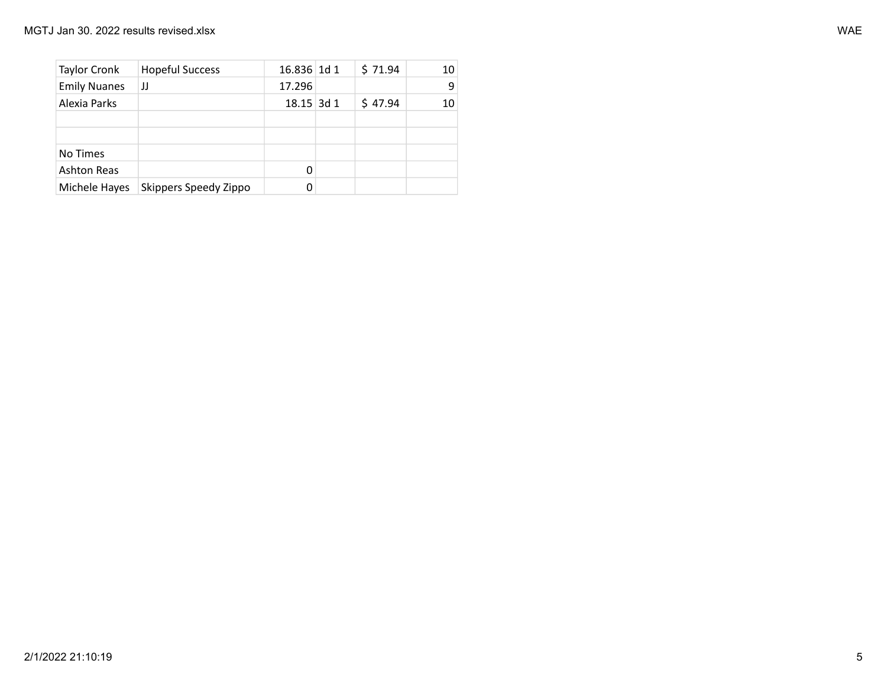| | | | | | |
|---|---|---|---|---|---|
| Taylor Cronk | Hopeful Success | 16.836 | 1d 1 | $ 71.94 | 10 |
| Emily Nuanes | JJ | 17.296 | | | 9 |
| Alexia Parks | | 18.15 | 3d 1 | $ 47.94 | 10 |
| | | | | | |
| | | | | | |
| No Times | | | | | |
| Ashton Reas | | 0 | | | |
| Michele Hayes | Skippers Speedy Zippo | 0 | | | |